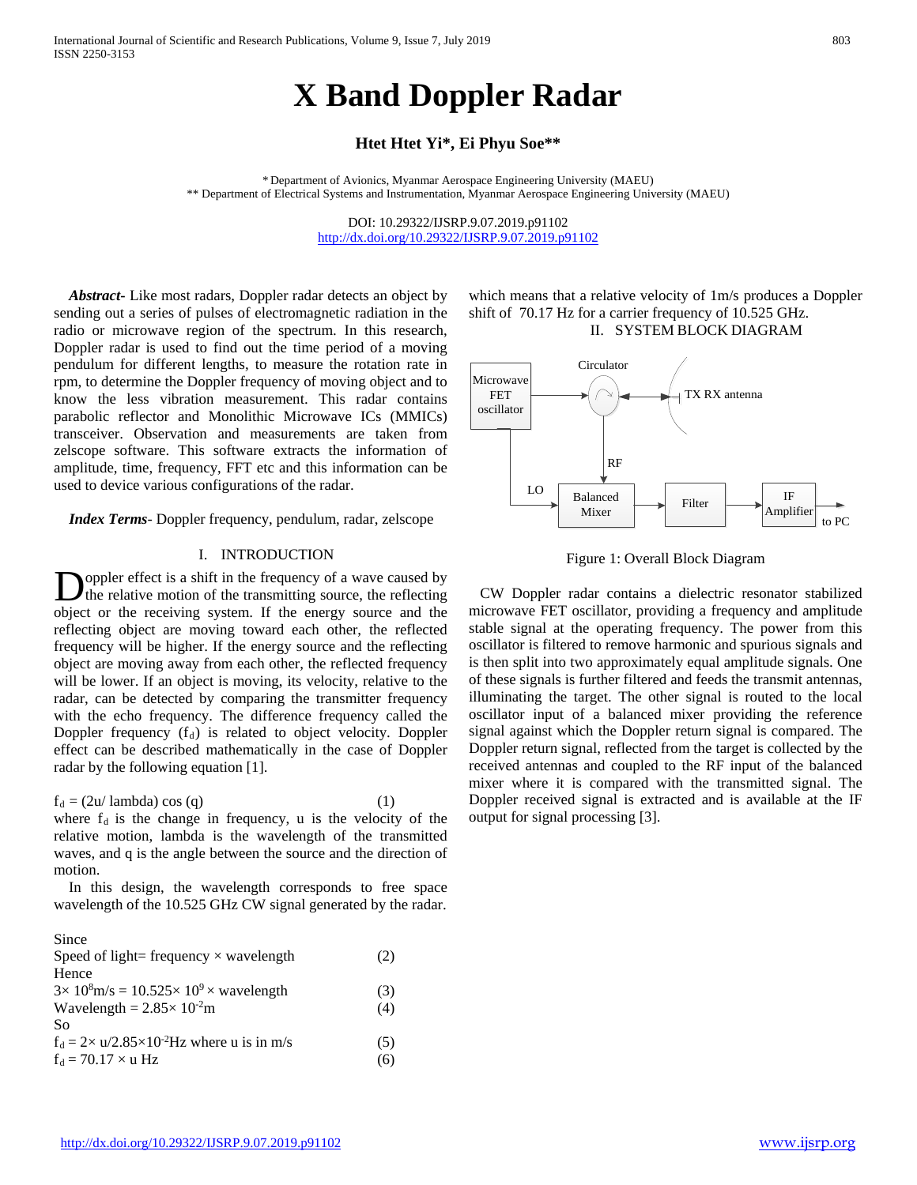# X Band Doppler Radar

**Htet Htet Yi\*, Ei Phyu Soe\*\***

\* Department of Avionics, Myanmar Aerospace Engineering University (MAEU)
\*\* Department of Electrical Systems and Instrumentation, Myanmar Aerospace Engineering University (MAEU)

DOI: 10.29322/IJSRP.9.07.2019.p91102
http://dx.doi.org/10.29322/IJSRP.9.07.2019.p91102

***Abstract-*** Like most radars, Doppler radar detects an object by sending out a series of pulses of electromagnetic radiation in the radio or microwave region of the spectrum. In this research, Doppler radar is used to find out the time period of a moving pendulum for different lengths, to measure the rotation rate in rpm, to determine the Doppler frequency of moving object and to know the less vibration measurement. This radar contains parabolic reflector and Monolithic Microwave ICs (MMICs) transceiver. Observation and measurements are taken from zelscope software. This software extracts the information of amplitude, time, frequency, FFT etc and this information can be used to device various configurations of the radar.

***Index Terms***- Doppler frequency, pendulum, radar, zelscope

## I. INTRODUCTION

Doppler effect is a shift in the frequency of a wave caused by the relative motion of the transmitting source, the reflecting object or the receiving system. If the energy source and the reflecting object are moving toward each other, the reflected frequency will be higher. If the energy source and the reflecting object are moving away from each other, the reflected frequency will be lower. If an object is moving, its velocity, relative to the radar, can be detected by comparing the transmitter frequency with the echo frequency. The difference frequency called the Doppler frequency ($f_d$) is related to object velocity. Doppler effect can be described mathematically in the case of Doppler radar by the following equation [1].

$$f_d = (2u/\ \text{lambda}) \cos (q) \quad (1)$$

where $f_d$ is the change in frequency, u is the velocity of the relative motion, lambda is the wavelength of the transmitted waves, and q is the angle between the source and the direction of motion.

In this design, the wavelength corresponds to free space wavelength of the 10.525 GHz CW signal generated by the radar.

Since

$$\text{Speed of light} = \text{frequency} \times \text{wavelength} \quad (2)$$

Hence

$$3\times 10^{8}\text{m/s} = 10.525\times 10^{9} \times \text{wavelength} \quad (3)$$

$$\text{Wavelength} = 2.85\times 10^{-2}\text{m} \quad (4)$$

So

$$f_d = 2\times u/2.85\times10^{-2}\text{Hz where u is in m/s} \quad (5)$$

$$f_d = 70.17 \times u \text{ Hz} \quad (6)$$

which means that a relative velocity of 1m/s produces a Doppler shift of 70.17 Hz for a carrier frequency of 10.525 GHz.

## II. SYSTEM BLOCK DIAGRAM

Figure 1: Overall Block Diagram

CW Doppler radar contains a dielectric resonator stabilized microwave FET oscillator, providing a frequency and amplitude stable signal at the operating frequency. The power from this oscillator is filtered to remove harmonic and spurious signals and is then split into two approximately equal amplitude signals. One of these signals is further filtered and feeds the transmit antennas, illuminating the target. The other signal is routed to the local oscillator input of a balanced mixer providing the reference signal against which the Doppler return signal is compared. The Doppler return signal, reflected from the target is collected by the received antennas and coupled to the RF input of the balanced mixer where it is compared with the transmitted signal. The Doppler received signal is extracted and is available at the IF output for signal processing [3].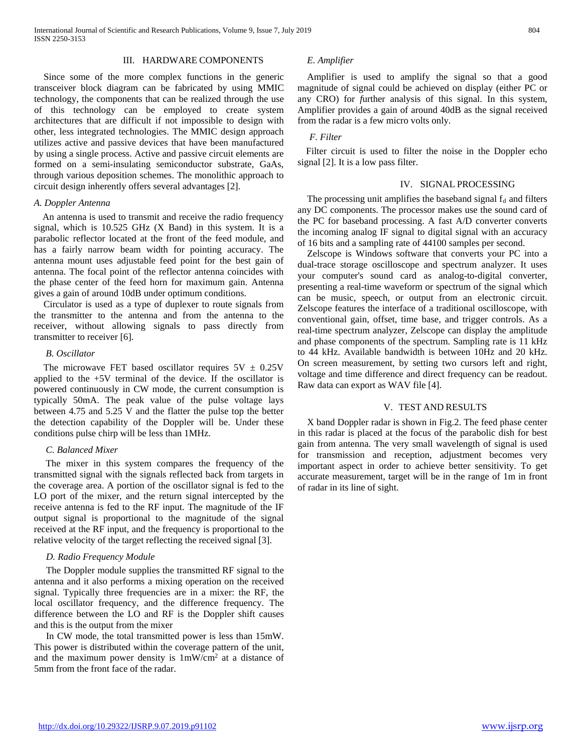## III. HARDWARE COMPONENTS

Since some of the more complex functions in the generic transceiver block diagram can be fabricated by using MMIC technology, the components that can be realized through the use of this technology can be employed to create system architectures that are difficult if not impossible to design with other, less integrated technologies. The MMIC design approach utilizes active and passive devices that have been manufactured by using a single process. Active and passive circuit elements are formed on a semi-insulating semiconductor substrate, GaAs, through various deposition schemes. The monolithic approach to circuit design inherently offers several advantages [2].

### *A. Doppler Antenna*

An antenna is used to transmit and receive the radio frequency signal, which is 10.525 GHz (X Band) in this system. It is a parabolic reflector located at the front of the feed module, and has a fairly narrow beam width for pointing accuracy. The antenna mount uses adjustable feed point for the best gain of antenna. The focal point of the reflector antenna coincides with the phase center of the feed horn for maximum gain. Antenna gives a gain of around 10dB under optimum conditions.

Circulator is used as a type of duplexer to route signals from the transmitter to the antenna and from the antenna to the receiver, without allowing signals to pass directly from transmitter to receiver [6].

### *B. Oscillator*

The microwave FET based oscillator requires 5V ± 0.25V applied to the +5V terminal of the device. If the oscillator is powered continuously in CW mode, the current consumption is typically 50mA. The peak value of the pulse voltage lays between 4.75 and 5.25 V and the flatter the pulse top the better the detection capability of the Doppler will be. Under these conditions pulse chirp will be less than 1MHz.

### *C. Balanced Mixer*

The mixer in this system compares the frequency of the transmitted signal with the signals reflected back from targets in the coverage area. A portion of the oscillator signal is fed to the LO port of the mixer, and the return signal intercepted by the receive antenna is fed to the RF input. The magnitude of the IF output signal is proportional to the magnitude of the signal received at the RF input, and the frequency is proportional to the relative velocity of the target reflecting the received signal [3].

### *D. Radio Frequency Module*

The Doppler module supplies the transmitted RF signal to the antenna and it also performs a mixing operation on the received signal. Typically three frequencies are in a mixer: the RF, the local oscillator frequency, and the difference frequency. The difference between the LO and RF is the Doppler shift causes and this is the output from the mixer

In CW mode, the total transmitted power is less than 15mW. This power is distributed within the coverage pattern of the unit, and the maximum power density is $1mW/cm^2$ at a distance of 5mm from the front face of the radar.

### *E. Amplifier*

Amplifier is used to amplify the signal so that a good magnitude of signal could be achieved on display (either PC or any CRO) for *f*urther analysis of this signal. In this system, Amplifier provides a gain of around 40dB as the signal received from the radar is a few micro volts only.

### *F. Filter*

Filter circuit is used to filter the noise in the Doppler echo signal [2]. It is a low pass filter.

## IV. SIGNAL PROCESSING

The processing unit amplifies the baseband signal $f_d$ and filters any DC components. The processor makes use the sound card of the PC for baseband processing. A fast A/D converter converts the incoming analog IF signal to digital signal with an accuracy of 16 bits and a sampling rate of 44100 samples per second.

Zelscope is Windows software that converts your PC into a dual-trace storage oscilloscope and spectrum analyzer. It uses your computer's sound card as analog-to-digital converter, presenting a real-time waveform or spectrum of the signal which can be music, speech, or output from an electronic circuit. Zelscope features the interface of a traditional oscilloscope, with conventional gain, offset, time base, and trigger controls. As a real-time spectrum analyzer, Zelscope can display the amplitude and phase components of the spectrum. Sampling rate is 11 kHz to 44 kHz. Available bandwidth is between 10Hz and 20 kHz. On screen measurement, by setting two cursors left and right, voltage and time difference and direct frequency can be readout. Raw data can export as WAV file [4].

## V. TEST AND RESULTS

X band Doppler radar is shown in Fig.2. The feed phase center in this radar is placed at the focus of the parabolic dish for best gain from antenna. The very small wavelength of signal is used for transmission and reception, adjustment becomes very important aspect in order to achieve better sensitivity. To get accurate measurement, target will be in the range of 1m in front of radar in its line of sight.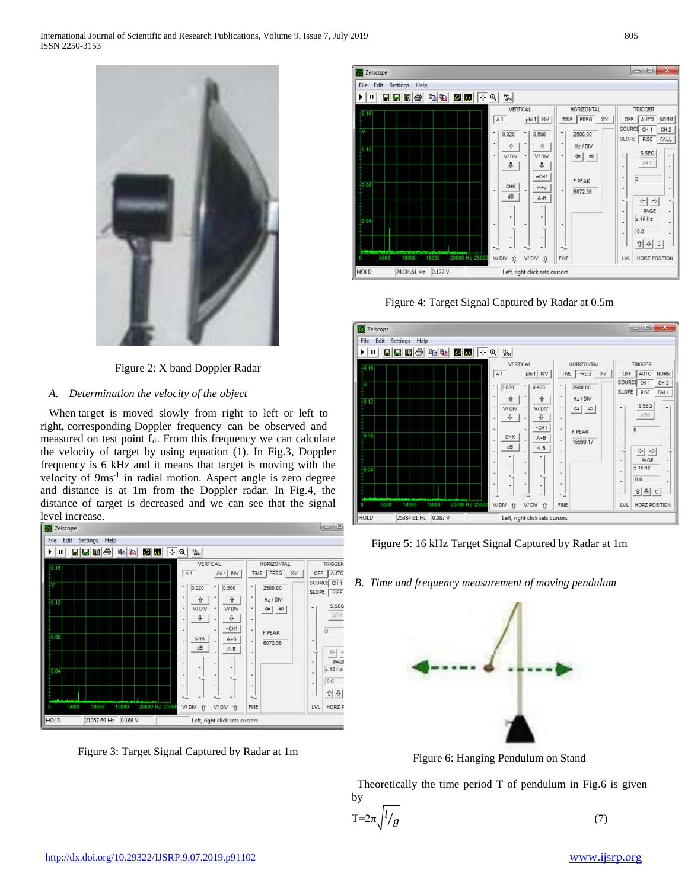Figure 2: X band Doppler Radar

### A. *Determination the velocity of the object*

When target is moved slowly from right to left or left to right, corresponding Doppler frequency can be observed and measured on test point $f_d$. From this frequency we can calculate the velocity of target by using equation (1). In Fig.3, Doppler frequency is 6 kHz and it means that target is moving with the velocity of 9ms$^{-1}$ in radial motion. Aspect angle is zero degree and distance is at 1m from the Doppler radar. In Fig.4, the distance of target is decreased and we can see that the signal level increase.

Figure 3: Target Signal Captured by Radar at 1m

Figure 4: Target Signal Captured by Radar at 0.5m

Figure 5: 16 kHz Target Signal Captured by Radar at 1m

### B. *Time and frequency measurement of moving pendulum*

Figure 6: Hanging Pendulum on Stand

Theoretically the time period T of pendulum in Fig.6 is given by

$$T=2\pi\sqrt{l/g} \quad (7)$$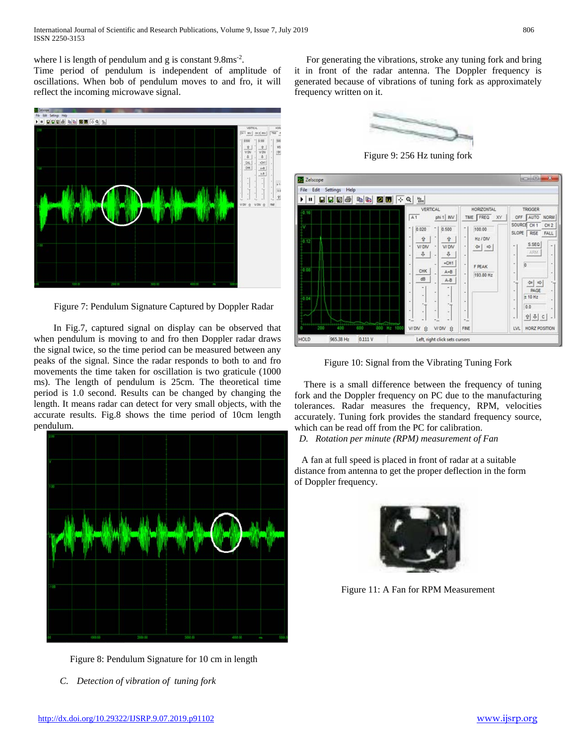where l is length of pendulum and g is constant $9.8ms^{-2}$.

Time period of pendulum is independent of amplitude of oscillations. When bob of pendulum moves to and fro, it will reflect the incoming microwave signal.

Figure 7: Pendulum Signature Captured by Doppler Radar

In Fig.7, captured signal on display can be observed that when pendulum is moving to and fro then Doppler radar draws the signal twice, so the time period can be measured between any peaks of the signal. Since the radar responds to both to and fro movements the time taken for oscillation is two graticule (1000 ms). The length of pendulum is 25cm. The theoretical time period is 1.0 second. Results can be changed by changing the length. It means radar can detect for very small objects, with the accurate results. Fig.8 shows the time period of 10cm length pendulum.

Figure 8: Pendulum Signature for 10 cm in length

### *C. Detection of vibration of tuning fork*

For generating the vibrations, stroke any tuning fork and bring it in front of the radar antenna. The Doppler frequency is generated because of vibrations of tuning fork as approximately frequency written on it.

Figure 9: 256 Hz tuning fork

Figure 10: Signal from the Vibrating Tuning Fork

There is a small difference between the frequency of tuning fork and the Doppler frequency on PC due to the manufacturing tolerances. Radar measures the frequency, RPM, velocities accurately. Tuning fork provides the standard frequency source, which can be read off from the PC for calibration.

### *D. Rotation per minute (RPM) measurement of Fan*

A fan at full speed is placed in front of radar at a suitable distance from antenna to get the proper deflection in the form of Doppler frequency.

Figure 11: A Fan for RPM Measurement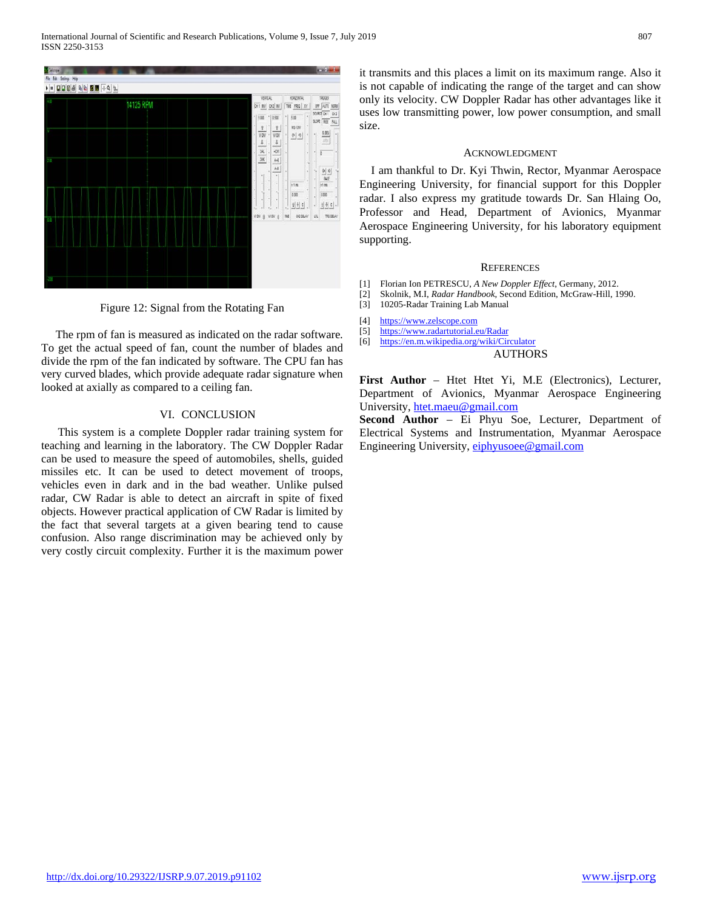Figure 12: Signal from the Rotating Fan

The rpm of fan is measured as indicated on the radar software. To get the actual speed of fan, count the number of blades and divide the rpm of the fan indicated by software. The CPU fan has very curved blades, which provide adequate radar signature when looked at axially as compared to a ceiling fan.

## VI. CONCLUSION

This system is a complete Doppler radar training system for teaching and learning in the laboratory. The CW Doppler Radar can be used to measure the speed of automobiles, shells, guided missiles etc. It can be used to detect movement of troops, vehicles even in dark and in the bad weather. Unlike pulsed radar, CW Radar is able to detect an aircraft in spite of fixed objects. However practical application of CW Radar is limited by the fact that several targets at a given bearing tend to cause confusion. Also range discrimination may be achieved only by very costly circuit complexity. Further it is the maximum power it transmits and this places a limit on its maximum range. Also it is not capable of indicating the range of the target and can show only its velocity. CW Doppler Radar has other advantages like it uses low transmitting power, low power consumption, and small size.

## ACKNOWLEDGMENT

I am thankful to Dr. Kyi Thwin, Rector, Myanmar Aerospace Engineering University, for financial support for this Doppler radar. I also express my gratitude towards Dr. San Hlaing Oo, Professor and Head, Department of Avionics, Myanmar Aerospace Engineering University, for his laboratory equipment supporting.

## REFERENCES

[1] Florian Ion PETRESCU, *A New Doppler Effect*, Germany, 2012.
[2] Skolnik, M.I, *Radar Handbook*, Second Edition, McGraw-Hill, 1990.
[3] 10205-Radar Training Lab Manual
[4] https://www.zelscope.com
[5] https://www.radartutorial.eu/Radar
[6] https://en.m.wikipedia.org/wiki/Circulator

## AUTHORS

**First Author** – Htet Htet Yi, M.E (Electronics), Lecturer, Department of Avionics, Myanmar Aerospace Engineering University, htet.maeu@gmail.com

**Second Author** – Ei Phyu Soe, Lecturer, Department of Electrical Systems and Instrumentation, Myanmar Aerospace Engineering University, eiphyusoee@gmail.com